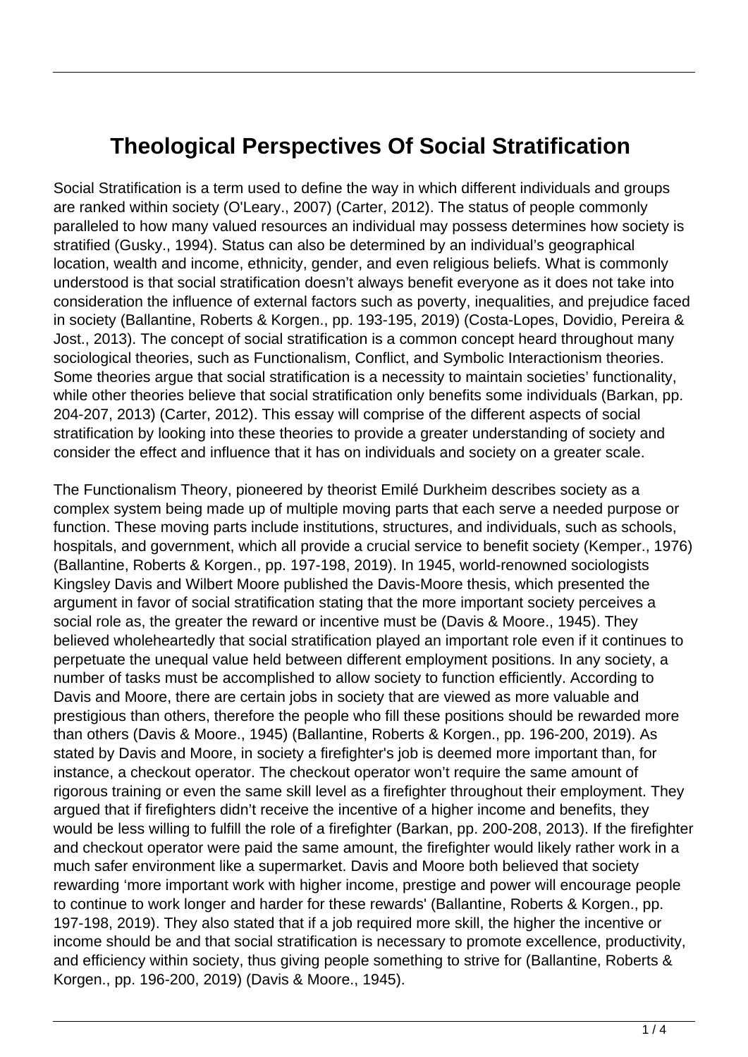# Theological Perspectives Of Social Stratification

Social Stratification is a term used to define the way in which different individuals and groups are ranked within society (O'Leary., 2007) (Carter, 2012). The status of people commonly paralleled to how many valued resources an individual may possess determines how society is stratified (Gusky., 1994). Status can also be determined by an individual's geographical location, wealth and income, ethnicity, gender, and even religious beliefs. What is commonly understood is that social stratification doesn't always benefit everyone as it does not take into consideration the influence of external factors such as poverty, inequalities, and prejudice faced in society (Ballantine, Roberts & Korgen., pp. 193-195, 2019) (Costa-Lopes, Dovidio, Pereira & Jost., 2013). The concept of social stratification is a common concept heard throughout many sociological theories, such as Functionalism, Conflict, and Symbolic Interactionism theories. Some theories argue that social stratification is a necessity to maintain societies' functionality, while other theories believe that social stratification only benefits some individuals (Barkan, pp. 204-207, 2013) (Carter, 2012). This essay will comprise of the different aspects of social stratification by looking into these theories to provide a greater understanding of society and consider the effect and influence that it has on individuals and society on a greater scale.

The Functionalism Theory, pioneered by theorist Emilé Durkheim describes society as a complex system being made up of multiple moving parts that each serve a needed purpose or function. These moving parts include institutions, structures, and individuals, such as schools, hospitals, and government, which all provide a crucial service to benefit society (Kemper., 1976) (Ballantine, Roberts & Korgen., pp. 197-198, 2019). In 1945, world-renowned sociologists Kingsley Davis and Wilbert Moore published the Davis-Moore thesis, which presented the argument in favor of social stratification stating that the more important society perceives a social role as, the greater the reward or incentive must be (Davis & Moore., 1945). They believed wholeheartedly that social stratification played an important role even if it continues to perpetuate the unequal value held between different employment positions. In any society, a number of tasks must be accomplished to allow society to function efficiently. According to Davis and Moore, there are certain jobs in society that are viewed as more valuable and prestigious than others, therefore the people who fill these positions should be rewarded more than others (Davis & Moore., 1945) (Ballantine, Roberts & Korgen., pp. 196-200, 2019). As stated by Davis and Moore, in society a firefighter's job is deemed more important than, for instance, a checkout operator. The checkout operator won't require the same amount of rigorous training or even the same skill level as a firefighter throughout their employment. They argued that if firefighters didn't receive the incentive of a higher income and benefits, they would be less willing to fulfill the role of a firefighter (Barkan, pp. 200-208, 2013). If the firefighter and checkout operator were paid the same amount, the firefighter would likely rather work in a much safer environment like a supermarket. Davis and Moore both believed that society rewarding 'more important work with higher income, prestige and power will encourage people to continue to work longer and harder for these rewards' (Ballantine, Roberts & Korgen., pp. 197-198, 2019). They also stated that if a job required more skill, the higher the incentive or income should be and that social stratification is necessary to promote excellence, productivity, and efficiency within society, thus giving people something to strive for (Ballantine, Roberts & Korgen., pp. 196-200, 2019) (Davis & Moore., 1945).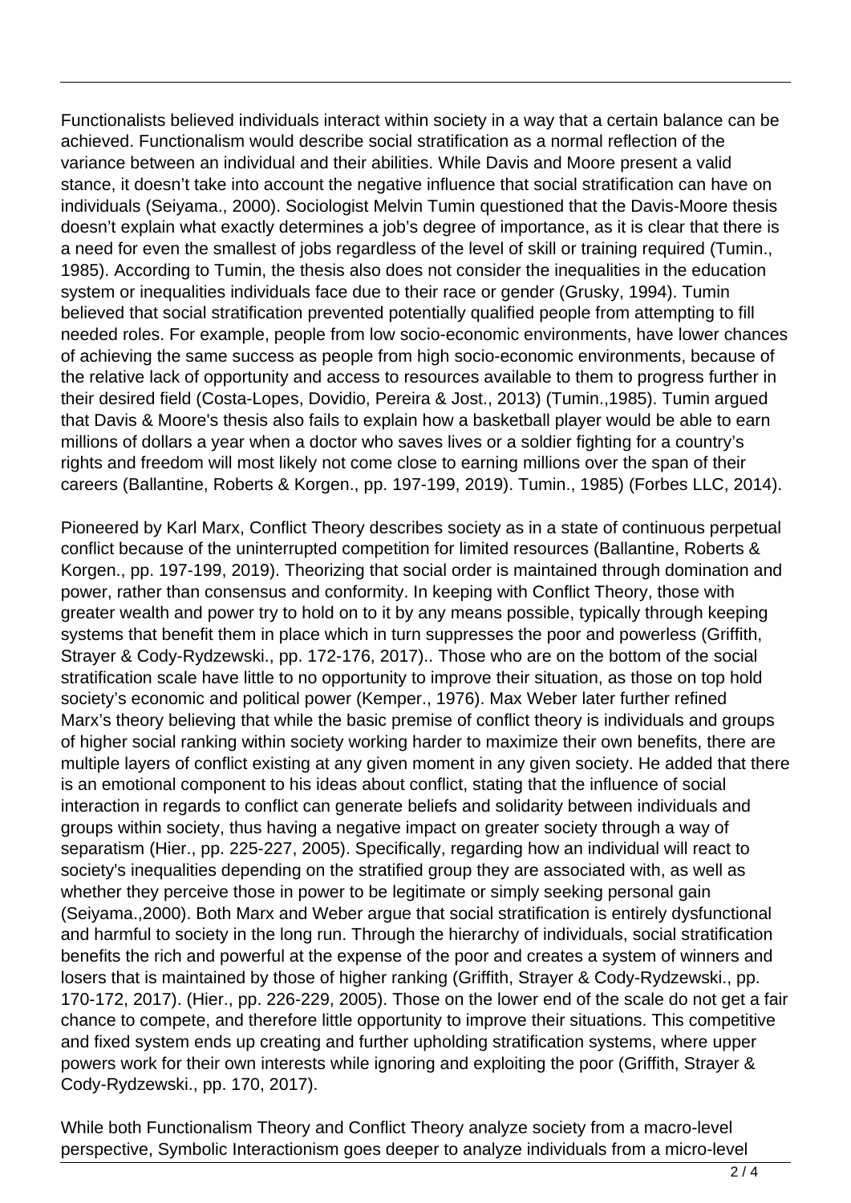Functionalists believed individuals interact within society in a way that a certain balance can be achieved. Functionalism would describe social stratification as a normal reflection of the variance between an individual and their abilities. While Davis and Moore present a valid stance, it doesn't take into account the negative influence that social stratification can have on individuals (Seiyama., 2000). Sociologist Melvin Tumin questioned that the Davis-Moore thesis doesn't explain what exactly determines a job's degree of importance, as it is clear that there is a need for even the smallest of jobs regardless of the level of skill or training required (Tumin., 1985). According to Tumin, the thesis also does not consider the inequalities in the education system or inequalities individuals face due to their race or gender (Grusky, 1994). Tumin believed that social stratification prevented potentially qualified people from attempting to fill needed roles. For example, people from low socio-economic environments, have lower chances of achieving the same success as people from high socio-economic environments, because of the relative lack of opportunity and access to resources available to them to progress further in their desired field (Costa-Lopes, Dovidio, Pereira & Jost., 2013) (Tumin.,1985). Tumin argued that Davis & Moore's thesis also fails to explain how a basketball player would be able to earn millions of dollars a year when a doctor who saves lives or a soldier fighting for a country's rights and freedom will most likely not come close to earning millions over the span of their careers (Ballantine, Roberts & Korgen., pp. 197-199, 2019). Tumin., 1985) (Forbes LLC, 2014).

Pioneered by Karl Marx, Conflict Theory describes society as in a state of continuous perpetual conflict because of the uninterrupted competition for limited resources (Ballantine, Roberts & Korgen., pp. 197-199, 2019). Theorizing that social order is maintained through domination and power, rather than consensus and conformity. In keeping with Conflict Theory, those with greater wealth and power try to hold on to it by any means possible, typically through keeping systems that benefit them in place which in turn suppresses the poor and powerless (Griffith, Strayer & Cody-Rydzewski., pp. 172-176, 2017).. Those who are on the bottom of the social stratification scale have little to no opportunity to improve their situation, as those on top hold society's economic and political power (Kemper., 1976). Max Weber later further refined Marx's theory believing that while the basic premise of conflict theory is individuals and groups of higher social ranking within society working harder to maximize their own benefits, there are multiple layers of conflict existing at any given moment in any given society. He added that there is an emotional component to his ideas about conflict, stating that the influence of social interaction in regards to conflict can generate beliefs and solidarity between individuals and groups within society, thus having a negative impact on greater society through a way of separatism (Hier., pp. 225-227, 2005). Specifically, regarding how an individual will react to society's inequalities depending on the stratified group they are associated with, as well as whether they perceive those in power to be legitimate or simply seeking personal gain (Seiyama.,2000). Both Marx and Weber argue that social stratification is entirely dysfunctional and harmful to society in the long run. Through the hierarchy of individuals, social stratification benefits the rich and powerful at the expense of the poor and creates a system of winners and losers that is maintained by those of higher ranking (Griffith, Strayer & Cody-Rydzewski., pp. 170-172, 2017). (Hier., pp. 226-229, 2005). Those on the lower end of the scale do not get a fair chance to compete, and therefore little opportunity to improve their situations. This competitive and fixed system ends up creating and further upholding stratification systems, where upper powers work for their own interests while ignoring and exploiting the poor (Griffith, Strayer & Cody-Rydzewski., pp. 170, 2017).

While both Functionalism Theory and Conflict Theory analyze society from a macro-level perspective, Symbolic Interactionism goes deeper to analyze individuals from a micro-level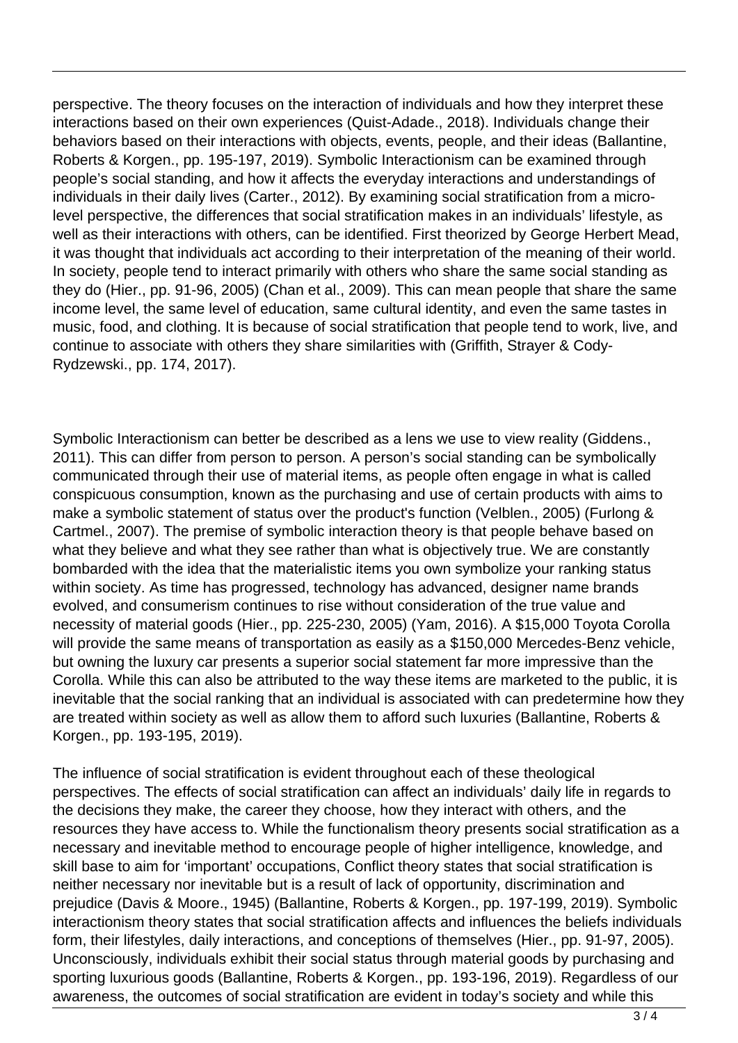perspective. The theory focuses on the interaction of individuals and how they interpret these interactions based on their own experiences (Quist-Adade., 2018). Individuals change their behaviors based on their interactions with objects, events, people, and their ideas (Ballantine, Roberts & Korgen., pp. 195-197, 2019). Symbolic Interactionism can be examined through people's social standing, and how it affects the everyday interactions and understandings of individuals in their daily lives (Carter., 2012). By examining social stratification from a micro-level perspective, the differences that social stratification makes in an individuals' lifestyle, as well as their interactions with others, can be identified. First theorized by George Herbert Mead, it was thought that individuals act according to their interpretation of the meaning of their world. In society, people tend to interact primarily with others who share the same social standing as they do (Hier., pp. 91-96, 2005) (Chan et al., 2009). This can mean people that share the same income level, the same level of education, same cultural identity, and even the same tastes in music, food, and clothing. It is because of social stratification that people tend to work, live, and continue to associate with others they share similarities with (Griffith, Strayer & Cody-Rydzewski., pp. 174, 2017).

Symbolic Interactionism can better be described as a lens we use to view reality (Giddens., 2011). This can differ from person to person. A person's social standing can be symbolically communicated through their use of material items, as people often engage in what is called conspicuous consumption, known as the purchasing and use of certain products with aims to make a symbolic statement of status over the product's function (Velblen., 2005) (Furlong & Cartmel., 2007). The premise of symbolic interaction theory is that people behave based on what they believe and what they see rather than what is objectively true. We are constantly bombarded with the idea that the materialistic items you own symbolize your ranking status within society. As time has progressed, technology has advanced, designer name brands evolved, and consumerism continues to rise without consideration of the true value and necessity of material goods (Hier., pp. 225-230, 2005) (Yam, 2016). A $15,000 Toyota Corolla will provide the same means of transportation as easily as a $150,000 Mercedes-Benz vehicle, but owning the luxury car presents a superior social statement far more impressive than the Corolla. While this can also be attributed to the way these items are marketed to the public, it is inevitable that the social ranking that an individual is associated with can predetermine how they are treated within society as well as allow them to afford such luxuries (Ballantine, Roberts & Korgen., pp. 193-195, 2019).

The influence of social stratification is evident throughout each of these theological perspectives. The effects of social stratification can affect an individuals' daily life in regards to the decisions they make, the career they choose, how they interact with others, and the resources they have access to. While the functionalism theory presents social stratification as a necessary and inevitable method to encourage people of higher intelligence, knowledge, and skill base to aim for 'important' occupations, Conflict theory states that social stratification is neither necessary nor inevitable but is a result of lack of opportunity, discrimination and prejudice (Davis & Moore., 1945) (Ballantine, Roberts & Korgen., pp. 197-199, 2019). Symbolic interactionism theory states that social stratification affects and influences the beliefs individuals form, their lifestyles, daily interactions, and conceptions of themselves (Hier., pp. 91-97, 2005). Unconsciously, individuals exhibit their social status through material goods by purchasing and sporting luxurious goods (Ballantine, Roberts & Korgen., pp. 193-196, 2019). Regardless of our awareness, the outcomes of social stratification are evident in today's society and while this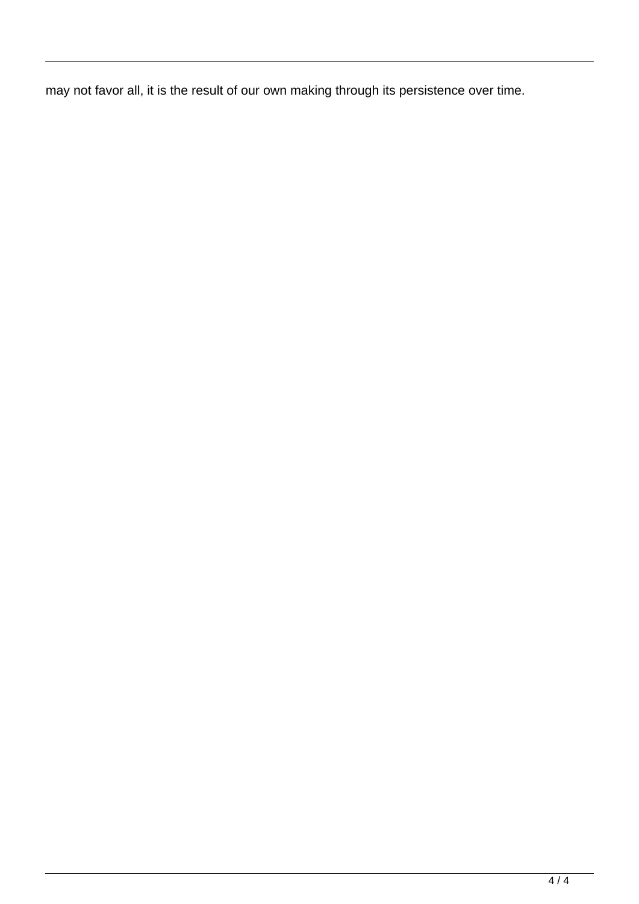may not favor all, it is the result of our own making through its persistence over time.